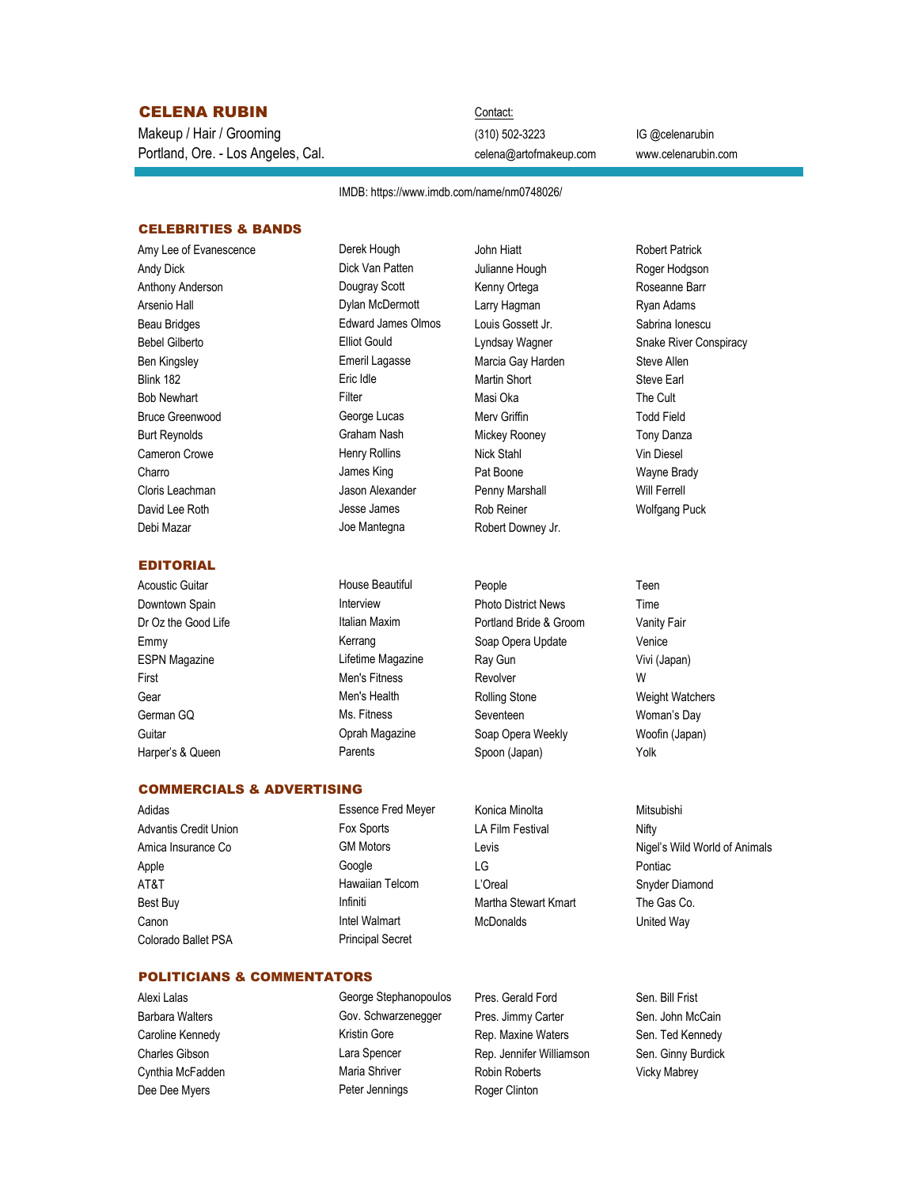# CELENA RUBIN

Makeup / Hair / Grooming
Portland, Ore. - Los Angeles, Cal.

Contact:
(310) 502-3223
celena@artofmakeup.com
IG @celenarubin
www.celenarubin.com

IMDB: https://www.imdb.com/name/nm0748026/

## CELEBRITIES & BANDS

Amy Lee of Evanescence
Andy Dick
Anthony Anderson
Arsenio Hall
Beau Bridges
Bebel Gilberto
Ben Kingsley
Blink 182
Bob Newhart
Bruce Greenwood
Burt Reynolds
Cameron Crowe
Charro
Cloris Leachman
David Lee Roth
Debi Mazar
Derek Hough
Dick Van Patten
Dougray Scott
Dylan McDermott
Edward James Olmos
Elliot Gould
Emeril Lagasse
Eric Idle
Filter
George Lucas
Graham Nash
Henry Rollins
James King
Jason Alexander
Jesse James
Joe Mantegna
John Hiatt
Julianne Hough
Kenny Ortega
Larry Hagman
Louis Gossett Jr.
Lyndsay Wagner
Marcia Gay Harden
Martin Short
Masi Oka
Merv Griffin
Mickey Rooney
Nick Stahl
Pat Boone
Penny Marshall
Rob Reiner
Robert Downey Jr.
Robert Patrick
Roger Hodgson
Roseanne Barr
Ryan Adams
Sabrina Ionescu
Snake River Conspiracy
Steve Allen
Steve Earl
The Cult
Todd Field
Tony Danza
Vin Diesel
Wayne Brady
Will Ferrell
Wolfgang Puck

## EDITORIAL

Acoustic Guitar
Downtown Spain
Dr Oz the Good Life
Emmy
ESPN Magazine
First
Gear
German GQ
Guitar
Harper's & Queen
House Beautiful
Interview
Italian Maxim
Kerrang
Lifetime Magazine
Men's Fitness
Men's Health
Ms. Fitness
Oprah Magazine
Parents
People
Photo District News
Portland Bride & Groom
Soap Opera Update
Ray Gun
Revolver
Rolling Stone
Seventeen
Soap Opera Weekly
Spoon (Japan)
Teen
Time
Vanity Fair
Venice
Vivi (Japan)
W
Weight Watchers
Woman's Day
Woofin (Japan)
Yolk

## COMMERCIALS & ADVERTISING

Adidas
Advantis Credit Union
Amica Insurance Co
Apple
AT&T
Best Buy
Canon
Colorado Ballet PSA
Essence Fred Meyer
Fox Sports
GM Motors
Google
Hawaiian Telcom
Infiniti
Intel Walmart
Principal Secret
Konica Minolta
LA Film Festival
Levis
LG
L'Oreal
Martha Stewart Kmart
McDonalds
Mitsubishi
Nifty
Nigel's Wild World of Animals
Pontiac
Snyder Diamond
The Gas Co.
United Way

## POLITICIANS & COMMENTATORS

Alexi Lalas
Barbara Walters
Caroline Kennedy
Charles Gibson
Cynthia McFadden
Dee Dee Myers
George Stephanopoulos
Gov. Schwarzenegger
Kristin Gore
Lara Spencer
Maria Shriver
Peter Jennings
Pres. Gerald Ford
Pres. Jimmy Carter
Rep. Maxine Waters
Rep. Jennifer Williamson
Robin Roberts
Roger Clinton
Sen. Bill Frist
Sen. John McCain
Sen. Ted Kennedy
Sen. Ginny Burdick
Vicky Mabrey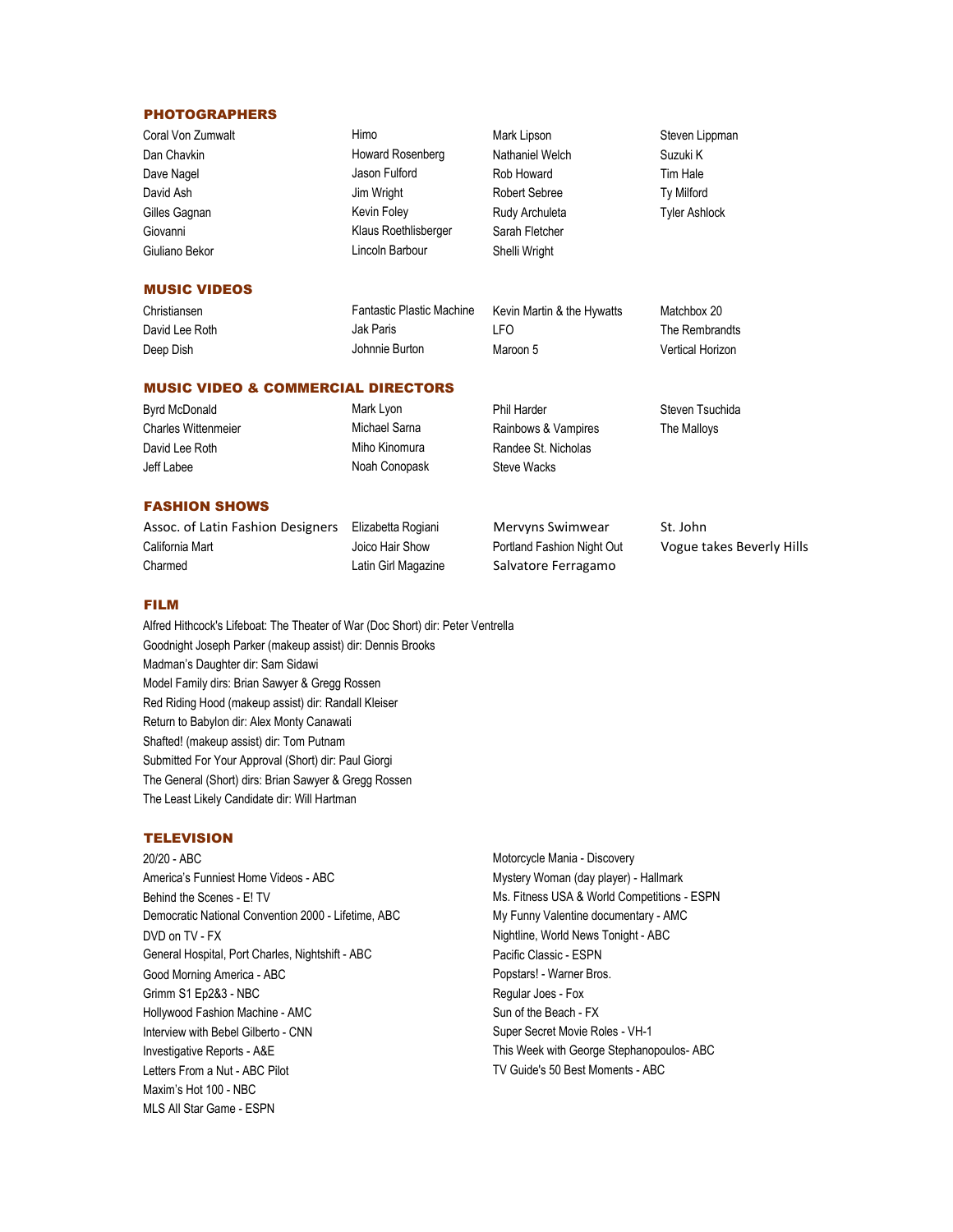## PHOTOGRAPHERS

Coral Von Zumwalt
Dan Chavkin
Dave Nagel
David Ash
Gilles Gagnan
Giovanni
Giuliano Bekor
Himo
Howard Rosenberg
Jason Fulford
Jim Wright
Kevin Foley
Klaus Roethlisberger
Lincoln Barbour
Mark Lipson
Nathaniel Welch
Rob Howard
Robert Sebree
Rudy Archuleta
Sarah Fletcher
Shelli Wright
Steven Lippman
Suzuki K
Tim Hale
Ty Milford
Tyler Ashlock

## MUSIC VIDEOS

Christiansen
David Lee Roth
Deep Dish
Fantastic Plastic Machine
Jak Paris
Johnnie Burton
Kevin Martin & the Hywatts
LFO
Maroon 5
Matchbox 20
The Rembrandts
Vertical Horizon

## MUSIC VIDEO & COMMERCIAL DIRECTORS

Byrd McDonald
Charles Wittenmeier
David Lee Roth
Jeff Labee
Mark Lyon
Michael Sarna
Miho Kinomura
Noah Conopask
Phil Harder
Rainbows & Vampires
Randee St. Nicholas
Steve Wacks
Steven Tsuchida
The Malloys

## FASHION SHOWS

Assoc. of Latin Fashion Designers
California Mart
Charmed
Elizabetta Rogiani
Joico Hair Show
Latin Girl Magazine
Mervyns Swimwear
Portland Fashion Night Out
Salvatore Ferragamo
St. John
Vogue takes Beverly Hills

## FILM

Alfred Hitchcock's Lifeboat: The Theater of War (Doc Short) dir: Peter Ventrella
Goodnight Joseph Parker (makeup assist) dir: Dennis Brooks
Madman's Daughter dir: Sam Sidawi
Model Family dirs: Brian Sawyer & Gregg Rossen
Red Riding Hood (makeup assist) dir: Randall Kleiser
Return to Babylon dir: Alex Monty Canawati
Shafted! (makeup assist) dir: Tom Putnam
Submitted For Your Approval (Short) dir: Paul Giorgi
The General (Short) dirs: Brian Sawyer & Gregg Rossen
The Least Likely Candidate dir: Will Hartman

## TELEVISION

20/20 - ABC
America's Funniest Home Videos - ABC
Behind the Scenes - E! TV
Democratic National Convention 2000 - Lifetime, ABC
DVD on TV - FX
General Hospital, Port Charles, Nightshift - ABC
Good Morning America - ABC
Grimm S1 Ep2&3 - NBC
Hollywood Fashion Machine - AMC
Interview with Bebel Gilberto - CNN
Investigative Reports - A&E
Letters From a Nut - ABC Pilot
Maxim's Hot 100 - NBC
MLS All Star Game - ESPN
Motorcycle Mania - Discovery
Mystery Woman (day player) - Hallmark
Ms. Fitness USA & World Competitions - ESPN
My Funny Valentine documentary - AMC
Nightline, World News Tonight - ABC
Pacific Classic - ESPN
Popstars! - Warner Bros.
Regular Joes - Fox
Sun of the Beach - FX
Super Secret Movie Roles - VH-1
This Week with George Stephanopoulos- ABC
TV Guide's 50 Best Moments - ABC